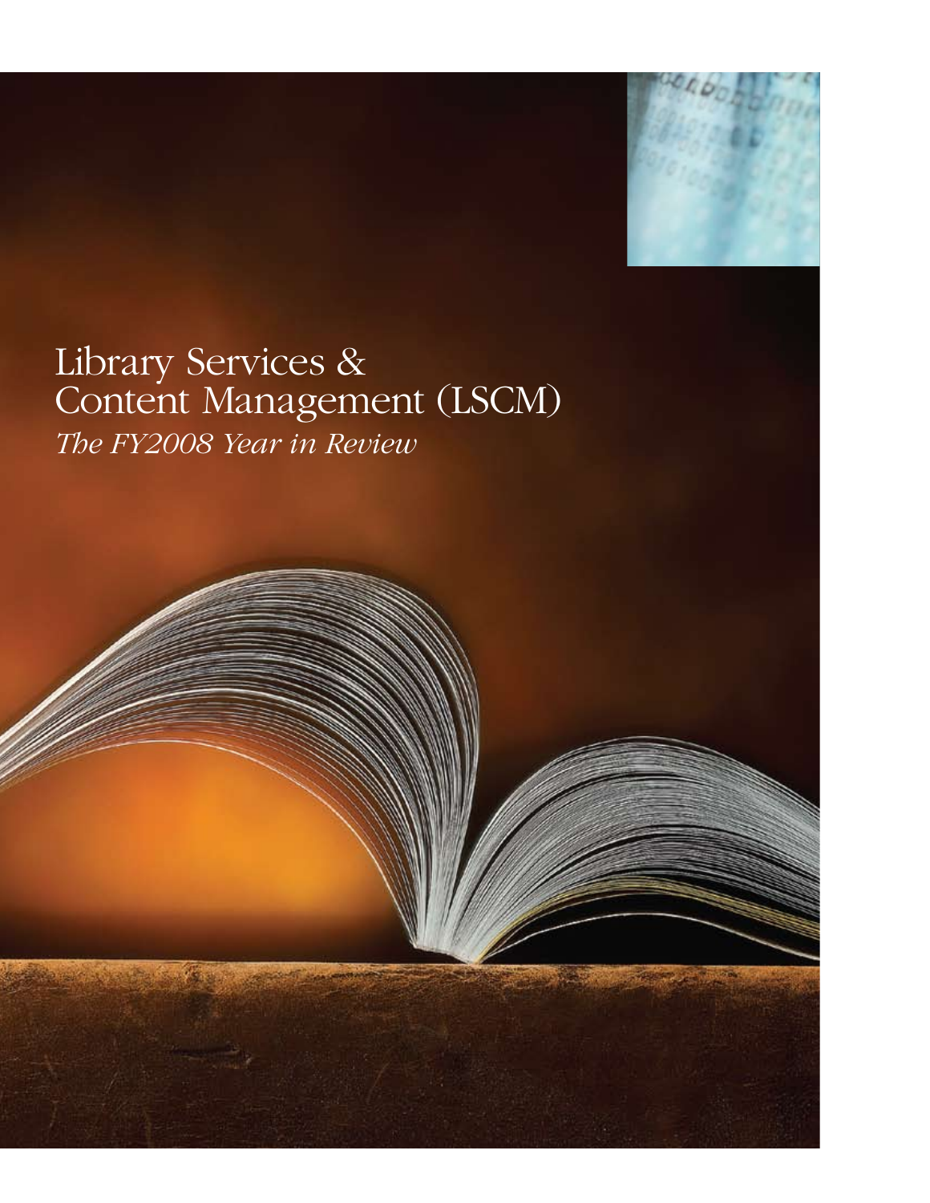# Library Services & Content Management (LSCM)

*The FY2008 Year in Review*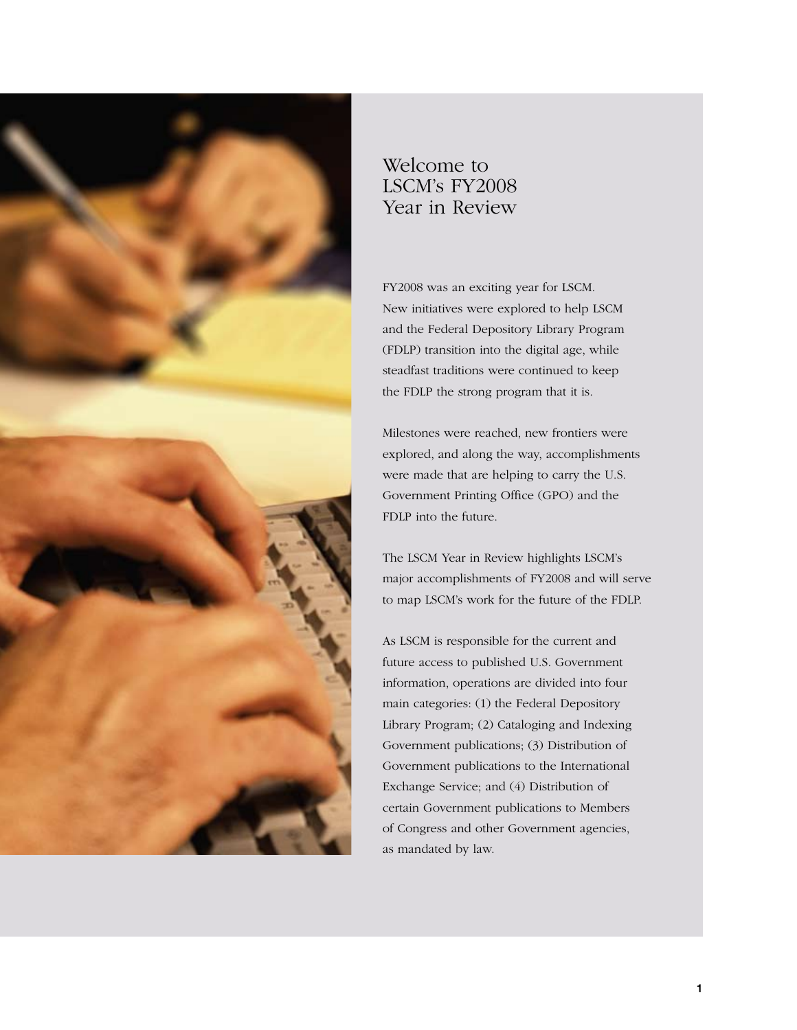# Welcome to LSCM's FY2008 Year in Review

FY2008 was an exciting year for LSCM. New initiatives were explored to help LSCM and the Federal Depository Library Program (FDLP) transition into the digital age, while steadfast traditions were continued to keep the FDLP the strong program that it is.

Milestones were reached, new frontiers were explored, and along the way, accomplishments were made that are helping to carry the U.S. Government Printing Office (GPO) and the FDLP into the future.

The LSCM Year in Review highlights LSCM's major accomplishments of FY2008 and will serve to map LSCM's work for the future of the FDLP.

As LSCM is responsible for the current and future access to published U.S. Government information, operations are divided into four main categories: (1) the Federal Depository Library Program; (2) Cataloging and Indexing Government publications; (3) Distribution of Government publications to the International Exchange Service; and (4) Distribution of certain Government publications to Members of Congress and other Government agencies, as mandated by law.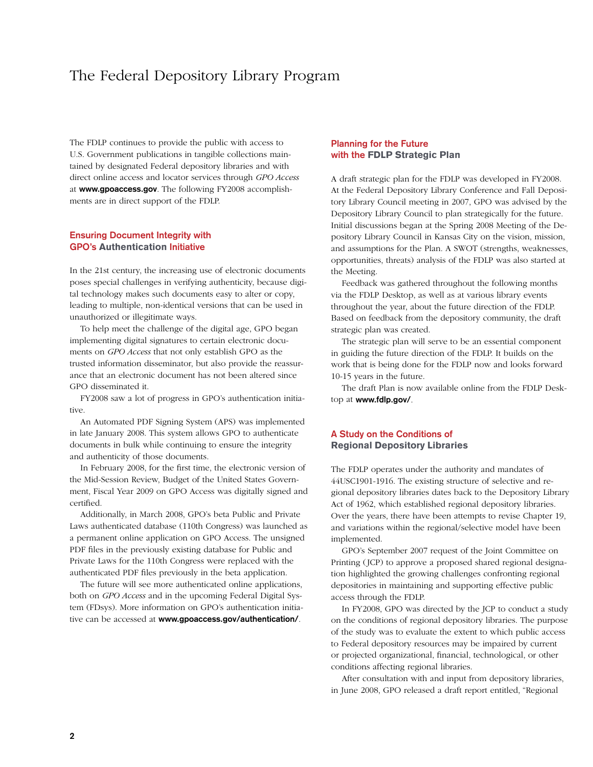# The Federal Depository Library Program

The FDLP continues to provide the public with access to U.S. Government publications in tangible collections maintained by designated Federal depository libraries and with direct online access and locator services through *GPO Access* at **www.gpoaccess.gov**. The following FY2008 accomplishments are in direct support of the FDLP.

## Ensuring Document Integrity with GPO's Authentication Initiative

In the 21st century, the increasing use of electronic documents poses special challenges in verifying authenticity, because digital technology makes such documents easy to alter or copy, leading to multiple, non-identical versions that can be used in unauthorized or illegitimate ways.

To help meet the challenge of the digital age, GPO began implementing digital signatures to certain electronic documents on *GPO Access* that not only establish GPO as the trusted information disseminator, but also provide the reassurance that an electronic document has not been altered since GPO disseminated it.

FY2008 saw a lot of progress in GPO's authentication initiative.

An Automated PDF Signing System (APS) was implemented in late January 2008. This system allows GPO to authenticate documents in bulk while continuing to ensure the integrity and authenticity of those documents.

In February 2008, for the first time, the electronic version of the Mid-Session Review, Budget of the United States Government, Fiscal Year 2009 on GPO Access was digitally signed and certified.

Additionally, in March 2008, GPO's beta Public and Private Laws authenticated database (110th Congress) was launched as a permanent online application on GPO Access. The unsigned PDF files in the previously existing database for Public and Private Laws for the 110th Congress were replaced with the authenticated PDF files previously in the beta application.

The future will see more authenticated online applications, both on *GPO Access* and in the upcoming Federal Digital System (FDsys). More information on GPO's authentication initiative can be accessed at **www.gpoaccess.gov/authentication/**.

## Planning for the Future with the FDLP Strategic Plan

A draft strategic plan for the FDLP was developed in FY2008. At the Federal Depository Library Conference and Fall Depository Library Council meeting in 2007, GPO was advised by the Depository Library Council to plan strategically for the future. Initial discussions began at the Spring 2008 Meeting of the Depository Library Council in Kansas City on the vision, mission, and assumptions for the Plan. A SWOT (strengths, weaknesses, opportunities, threats) analysis of the FDLP was also started at the Meeting.

Feedback was gathered throughout the following months via the FDLP Desktop, as well as at various library events throughout the year, about the future direction of the FDLP. Based on feedback from the depository community, the draft strategic plan was created.

The strategic plan will serve to be an essential component in guiding the future direction of the FDLP. It builds on the work that is being done for the FDLP now and looks forward 10-15 years in the future.

The draft Plan is now available online from the FDLP Desktop at **www.fdlp.gov/**.

## A Study on the Conditions of Regional Depository Libraries

The FDLP operates under the authority and mandates of 44USC1901-1916. The existing structure of selective and regional depository libraries dates back to the Depository Library Act of 1962, which established regional depository libraries. Over the years, there have been attempts to revise Chapter 19, and variations within the regional/selective model have been implemented.

GPO's September 2007 request of the Joint Committee on Printing (JCP) to approve a proposed shared regional designation highlighted the growing challenges confronting regional depositories in maintaining and supporting effective public access through the FDLP.

In FY2008, GPO was directed by the JCP to conduct a study on the conditions of regional depository libraries. The purpose of the study was to evaluate the extent to which public access to Federal depository resources may be impaired by current or projected organizational, financial, technological, or other conditions affecting regional libraries.

After consultation with and input from depository libraries, in June 2008, GPO released a draft report entitled, "Regional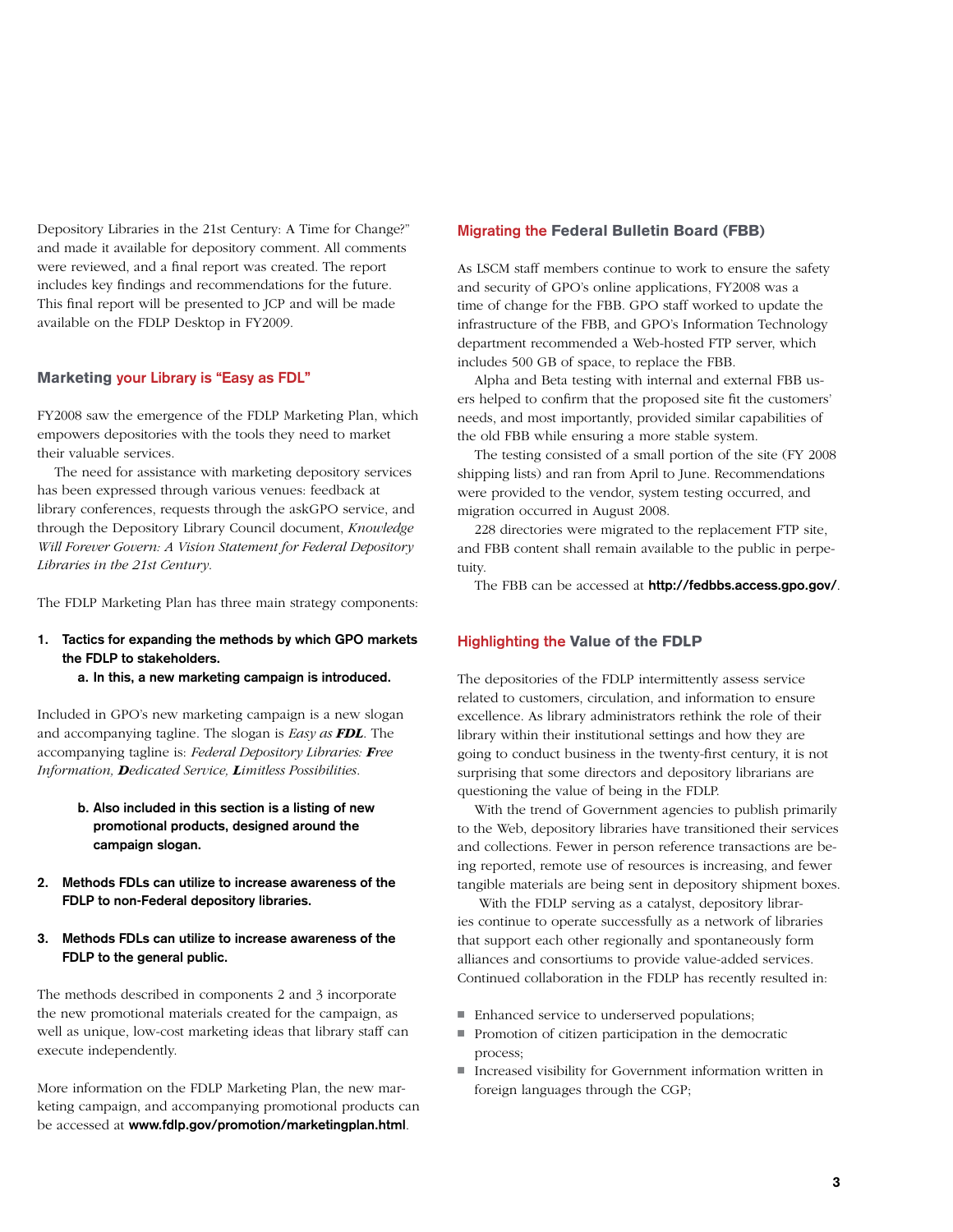Depository Libraries in the 21st Century: A Time for Change?" and made it available for depository comment. All comments were reviewed, and a final report was created. The report includes key findings and recommendations for the future. This final report will be presented to JCP and will be made available on the FDLP Desktop in FY2009.

## Marketing your Library is "Easy as FDL"

FY2008 saw the emergence of the FDLP Marketing Plan, which empowers depositories with the tools they need to market their valuable services.

The need for assistance with marketing depository services has been expressed through various venues: feedback at library conferences, requests through the askGPO service, and through the Depository Library Council document, *Knowledge Will Forever Govern: A Vision Statement for Federal Depository Libraries in the 21st Century*.

The FDLP Marketing Plan has three main strategy components:

1. **Tactics for expanding the methods by which GPO markets the FDLP to stakeholders.**
   a. **In this, a new marketing campaign is introduced.**

Included in GPO's new marketing campaign is a new slogan and accompanying tagline. The slogan is *Easy as **FDL***. The accompanying tagline is: *Federal Depository Libraries: **F**ree Information, **D**edicated Service, **L**imitless Possibilities*.

   b. **Also included in this section is a listing of new promotional products, designed around the campaign slogan.**

2. **Methods FDLs can utilize to increase awareness of the FDLP to non-Federal depository libraries.**

3. **Methods FDLs can utilize to increase awareness of the FDLP to the general public.**

The methods described in components 2 and 3 incorporate the new promotional materials created for the campaign, as well as unique, low-cost marketing ideas that library staff can execute independently.

More information on the FDLP Marketing Plan, the new marketing campaign, and accompanying promotional products can be accessed at **www.fdlp.gov/promotion/marketingplan.html**.

## Migrating the Federal Bulletin Board (FBB)

As LSCM staff members continue to work to ensure the safety and security of GPO's online applications, FY2008 was a time of change for the FBB. GPO staff worked to update the infrastructure of the FBB, and GPO's Information Technology department recommended a Web-hosted FTP server, which includes 500 GB of space, to replace the FBB.

Alpha and Beta testing with internal and external FBB users helped to confirm that the proposed site fit the customers' needs, and most importantly, provided similar capabilities of the old FBB while ensuring a more stable system.

The testing consisted of a small portion of the site (FY 2008 shipping lists) and ran from April to June. Recommendations were provided to the vendor, system testing occurred, and migration occurred in August 2008.

228 directories were migrated to the replacement FTP site, and FBB content shall remain available to the public in perpetuity.

The FBB can be accessed at **http://fedbbs.access.gpo.gov/**.

## Highlighting the Value of the FDLP

The depositories of the FDLP intermittently assess service related to customers, circulation, and information to ensure excellence. As library administrators rethink the role of their library within their institutional settings and how they are going to conduct business in the twenty-first century, it is not surprising that some directors and depository librarians are questioning the value of being in the FDLP.

With the trend of Government agencies to publish primarily to the Web, depository libraries have transitioned their services and collections. Fewer in person reference transactions are being reported, remote use of resources is increasing, and fewer tangible materials are being sent in depository shipment boxes.

With the FDLP serving as a catalyst, depository libraries continue to operate successfully as a network of libraries that support each other regionally and spontaneously form alliances and consortiums to provide value-added services. Continued collaboration in the FDLP has recently resulted in:

- Enhanced service to underserved populations;
- Promotion of citizen participation in the democratic process;
- Increased visibility for Government information written in foreign languages through the CGP;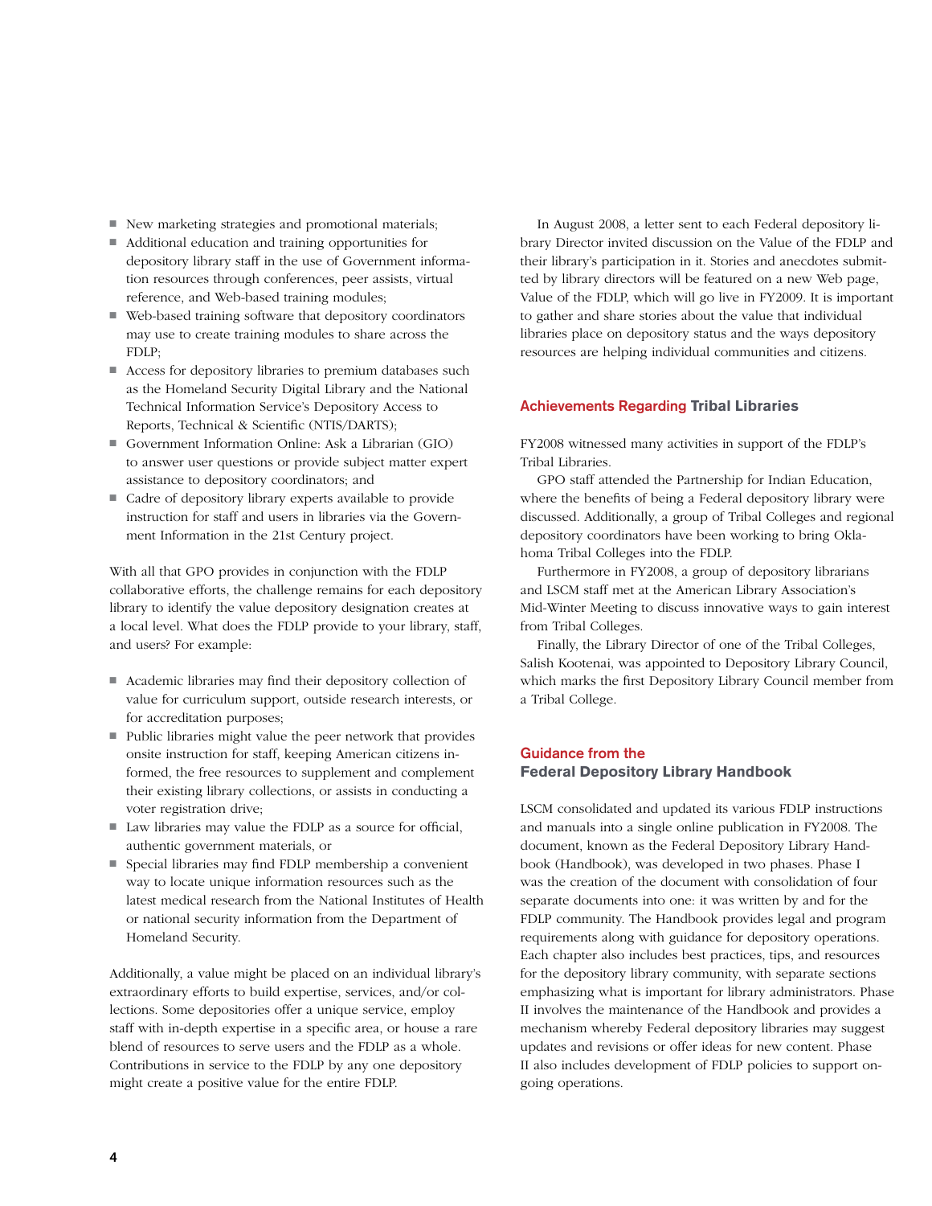- New marketing strategies and promotional materials;
- Additional education and training opportunities for depository library staff in the use of Government information resources through conferences, peer assists, virtual reference, and Web-based training modules;
- Web-based training software that depository coordinators may use to create training modules to share across the FDLP;
- Access for depository libraries to premium databases such as the Homeland Security Digital Library and the National Technical Information Service's Depository Access to Reports, Technical & Scientific (NTIS/DARTS);
- Government Information Online: Ask a Librarian (GIO) to answer user questions or provide subject matter expert assistance to depository coordinators; and
- Cadre of depository library experts available to provide instruction for staff and users in libraries via the Government Information in the 21st Century project.

With all that GPO provides in conjunction with the FDLP collaborative efforts, the challenge remains for each depository library to identify the value depository designation creates at a local level. What does the FDLP provide to your library, staff, and users? For example:

- Academic libraries may find their depository collection of value for curriculum support, outside research interests, or for accreditation purposes;
- Public libraries might value the peer network that provides onsite instruction for staff, keeping American citizens informed, the free resources to supplement and complement their existing library collections, or assists in conducting a voter registration drive;
- Law libraries may value the FDLP as a source for official, authentic government materials, or
- Special libraries may find FDLP membership a convenient way to locate unique information resources such as the latest medical research from the National Institutes of Health or national security information from the Department of Homeland Security.

Additionally, a value might be placed on an individual library's extraordinary efforts to build expertise, services, and/or collections. Some depositories offer a unique service, employ staff with in-depth expertise in a specific area, or house a rare blend of resources to serve users and the FDLP as a whole. Contributions in service to the FDLP by any one depository might create a positive value for the entire FDLP.

In August 2008, a letter sent to each Federal depository library Director invited discussion on the Value of the FDLP and their library's participation in it. Stories and anecdotes submitted by library directors will be featured on a new Web page, Value of the FDLP, which will go live in FY2009. It is important to gather and share stories about the value that individual libraries place on depository status and the ways depository resources are helping individual communities and citizens.

## Achievements Regarding Tribal Libraries

FY2008 witnessed many activities in support of the FDLP's Tribal Libraries.

GPO staff attended the Partnership for Indian Education, where the benefits of being a Federal depository library were discussed. Additionally, a group of Tribal Colleges and regional depository coordinators have been working to bring Oklahoma Tribal Colleges into the FDLP.

Furthermore in FY2008, a group of depository librarians and LSCM staff met at the American Library Association's Mid-Winter Meeting to discuss innovative ways to gain interest from Tribal Colleges.

Finally, the Library Director of one of the Tribal Colleges, Salish Kootenai, was appointed to Depository Library Council, which marks the first Depository Library Council member from a Tribal College.

## Guidance from the Federal Depository Library Handbook

LSCM consolidated and updated its various FDLP instructions and manuals into a single online publication in FY2008. The document, known as the Federal Depository Library Handbook (Handbook), was developed in two phases. Phase I was the creation of the document with consolidation of four separate documents into one: it was written by and for the FDLP community. The Handbook provides legal and program requirements along with guidance for depository operations. Each chapter also includes best practices, tips, and resources for the depository library community, with separate sections emphasizing what is important for library administrators. Phase II involves the maintenance of the Handbook and provides a mechanism whereby Federal depository libraries may suggest updates and revisions or offer ideas for new content. Phase II also includes development of FDLP policies to support ongoing operations.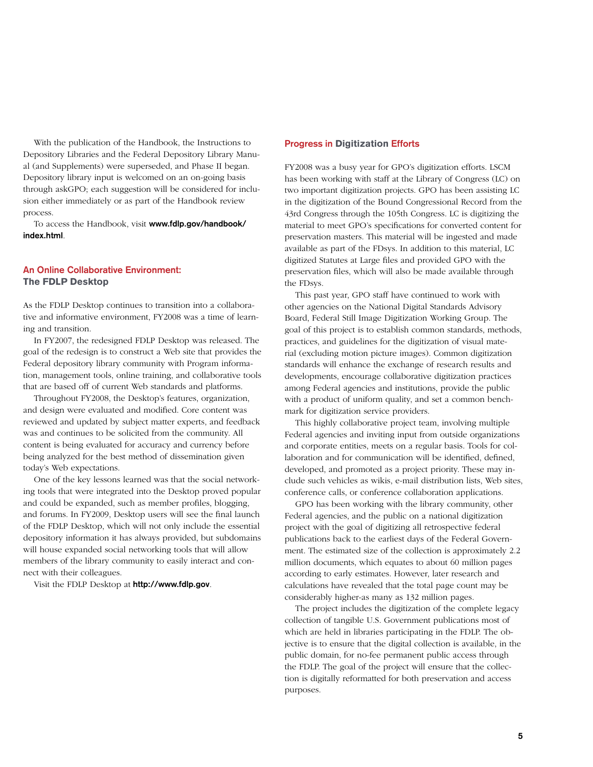With the publication of the Handbook, the Instructions to Depository Libraries and the Federal Depository Library Manual (and Supplements) were superseded, and Phase II began. Depository library input is welcomed on an on-going basis through askGPO; each suggestion will be considered for inclusion either immediately or as part of the Handbook review process.

To access the Handbook, visit **www.fdlp.gov/handbook/index.html**.

## An Online Collaborative Environment: The FDLP Desktop

As the FDLP Desktop continues to transition into a collaborative and informative environment, FY2008 was a time of learning and transition.

In FY2007, the redesigned FDLP Desktop was released. The goal of the redesign is to construct a Web site that provides the Federal depository library community with Program information, management tools, online training, and collaborative tools that are based off of current Web standards and platforms.

Throughout FY2008, the Desktop's features, organization, and design were evaluated and modified. Core content was reviewed and updated by subject matter experts, and feedback was and continues to be solicited from the community. All content is being evaluated for accuracy and currency before being analyzed for the best method of dissemination given today's Web expectations.

One of the key lessons learned was that the social networking tools that were integrated into the Desktop proved popular and could be expanded, such as member profiles, blogging, and forums. In FY2009, Desktop users will see the final launch of the FDLP Desktop, which will not only include the essential depository information it has always provided, but subdomains will house expanded social networking tools that will allow members of the library community to easily interact and connect with their colleagues.

Visit the FDLP Desktop at **http://www.fdlp.gov**.

## Progress in Digitization Efforts

FY2008 was a busy year for GPO's digitization efforts. LSCM has been working with staff at the Library of Congress (LC) on two important digitization projects. GPO has been assisting LC in the digitization of the Bound Congressional Record from the 43rd Congress through the 105th Congress. LC is digitizing the material to meet GPO's specifications for converted content for preservation masters. This material will be ingested and made available as part of the FDsys. In addition to this material, LC digitized Statutes at Large files and provided GPO with the preservation files, which will also be made available through the FDsys.

This past year, GPO staff have continued to work with other agencies on the National Digital Standards Advisory Board, Federal Still Image Digitization Working Group. The goal of this project is to establish common standards, methods, practices, and guidelines for the digitization of visual material (excluding motion picture images). Common digitization standards will enhance the exchange of research results and developments, encourage collaborative digitization practices among Federal agencies and institutions, provide the public with a product of uniform quality, and set a common benchmark for digitization service providers.

This highly collaborative project team, involving multiple Federal agencies and inviting input from outside organizations and corporate entities, meets on a regular basis. Tools for collaboration and for communication will be identified, defined, developed, and promoted as a project priority. These may include such vehicles as wikis, e-mail distribution lists, Web sites, conference calls, or conference collaboration applications.

GPO has been working with the library community, other Federal agencies, and the public on a national digitization project with the goal of digitizing all retrospective federal publications back to the earliest days of the Federal Government. The estimated size of the collection is approximately 2.2 million documents, which equates to about 60 million pages according to early estimates. However, later research and calculations have revealed that the total page count may be considerably higher-as many as 132 million pages.

The project includes the digitization of the complete legacy collection of tangible U.S. Government publications most of which are held in libraries participating in the FDLP. The objective is to ensure that the digital collection is available, in the public domain, for no-fee permanent public access through the FDLP. The goal of the project will ensure that the collection is digitally reformatted for both preservation and access purposes.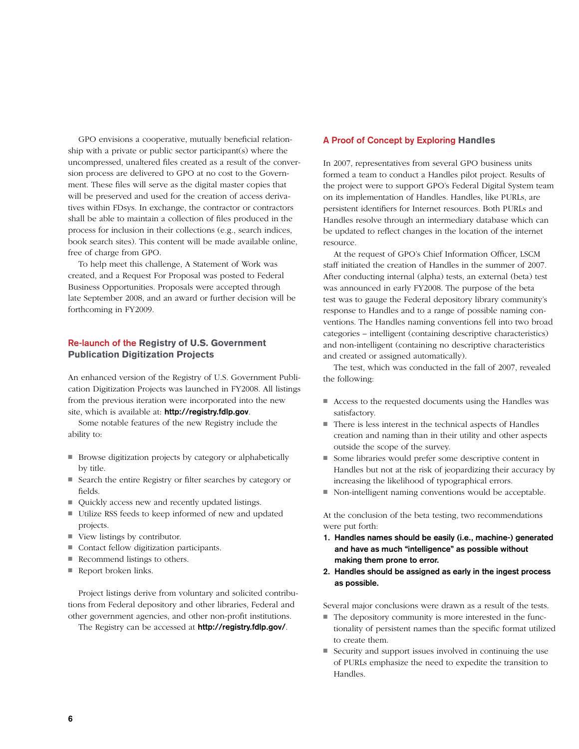GPO envisions a cooperative, mutually beneficial relationship with a private or public sector participant(s) where the uncompressed, unaltered files created as a result of the conversion process are delivered to GPO at no cost to the Government. These files will serve as the digital master copies that will be preserved and used for the creation of access derivatives within FDsys. In exchange, the contractor or contractors shall be able to maintain a collection of files produced in the process for inclusion in their collections (e.g., search indices, book search sites). This content will be made available online, free of charge from GPO.

To help meet this challenge, A Statement of Work was created, and a Request For Proposal was posted to Federal Business Opportunities. Proposals were accepted through late September 2008, and an award or further decision will be forthcoming in FY2009.

## Re-launch of the Registry of U.S. Government Publication Digitization Projects

An enhanced version of the Registry of U.S. Government Publication Digitization Projects was launched in FY2008. All listings from the previous iteration were incorporated into the new site, which is available at: **http://registry.fdlp.gov**.

Some notable features of the new Registry include the ability to:

- Browse digitization projects by category or alphabetically by title.
- Search the entire Registry or filter searches by category or fields.
- Quickly access new and recently updated listings.
- Utilize RSS feeds to keep informed of new and updated projects.
- View listings by contributor.
- Contact fellow digitization participants.
- Recommend listings to others.
- Report broken links.

Project listings derive from voluntary and solicited contributions from Federal depository and other libraries, Federal and other government agencies, and other non-profit institutions.

The Registry can be accessed at **http://registry.fdlp.gov/**.

## A Proof of Concept by Exploring Handles

In 2007, representatives from several GPO business units formed a team to conduct a Handles pilot project. Results of the project were to support GPO's Federal Digital System team on its implementation of Handles. Handles, like PURLs, are persistent identifiers for Internet resources. Both PURLs and Handles resolve through an intermediary database which can be updated to reflect changes in the location of the internet resource.

At the request of GPO's Chief Information Officer, LSCM staff initiated the creation of Handles in the summer of 2007. After conducting internal (alpha) tests, an external (beta) test was announced in early FY2008. The purpose of the beta test was to gauge the Federal depository library community's response to Handles and to a range of possible naming conventions. The Handles naming conventions fell into two broad categories – intelligent (containing descriptive characteristics) and non-intelligent (containing no descriptive characteristics and created or assigned automatically).

The test, which was conducted in the fall of 2007, revealed the following:

- Access to the requested documents using the Handles was satisfactory.
- There is less interest in the technical aspects of Handles creation and naming than in their utility and other aspects outside the scope of the survey.
- Some libraries would prefer some descriptive content in Handles but not at the risk of jeopardizing their accuracy by increasing the likelihood of typographical errors.
- Non-intelligent naming conventions would be acceptable.

At the conclusion of the beta testing, two recommendations were put forth:

1. **Handles names should be easily (i.e., machine-) generated and have as much "intelligence" as possible without making them prone to error.**
2. **Handles should be assigned as early in the ingest process as possible.**

Several major conclusions were drawn as a result of the tests.

- The depository community is more interested in the functionality of persistent names than the specific format utilized to create them.
- Security and support issues involved in continuing the use of PURLs emphasize the need to expedite the transition to Handles.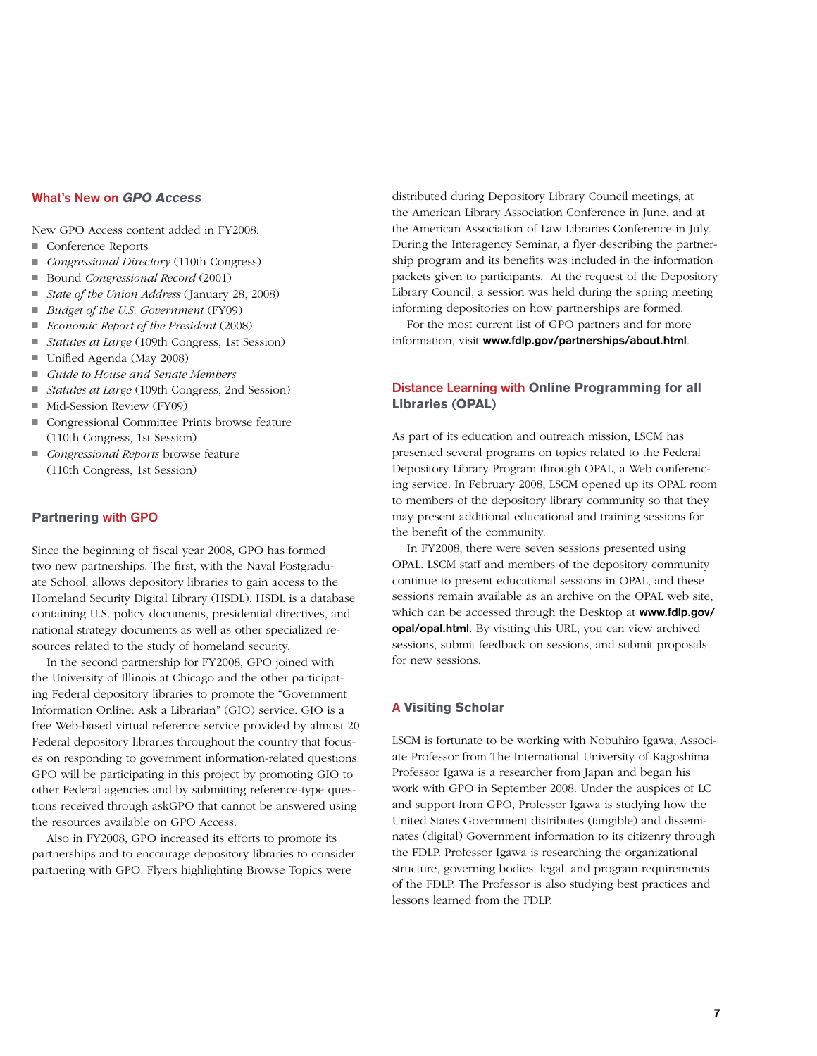## What's New on *GPO Access*

New GPO Access content added in FY2008:

- Conference Reports
- *Congressional Directory* (110th Congress)
- Bound *Congressional Record* (2001)
- *State of the Union Address* (January 28, 2008)
- *Budget of the U.S. Government* (FY09)
- *Economic Report of the President* (2008)
- *Statutes at Large* (109th Congress, 1st Session)
- Unified Agenda (May 2008)
- *Guide to House and Senate Members*
- *Statutes at Large* (109th Congress, 2nd Session)
- Mid-Session Review (FY09)
- Congressional Committee Prints browse feature (110th Congress, 1st Session)
- *Congressional Reports* browse feature (110th Congress, 1st Session)

## Partnering with GPO

Since the beginning of fiscal year 2008, GPO has formed two new partnerships. The first, with the Naval Postgraduate School, allows depository libraries to gain access to the Homeland Security Digital Library (HSDL). HSDL is a database containing U.S. policy documents, presidential directives, and national strategy documents as well as other specialized resources related to the study of homeland security.

In the second partnership for FY2008, GPO joined with the University of Illinois at Chicago and the other participating Federal depository libraries to promote the "Government Information Online: Ask a Librarian" (GIO) service. GIO is a free Web-based virtual reference service provided by almost 20 Federal depository libraries throughout the country that focuses on responding to government information-related questions. GPO will be participating in this project by promoting GIO to other Federal agencies and by submitting reference-type questions received through askGPO that cannot be answered using the resources available on GPO Access.

Also in FY2008, GPO increased its efforts to promote its partnerships and to encourage depository libraries to consider partnering with GPO. Flyers highlighting Browse Topics were distributed during Depository Library Council meetings, at the American Library Association Conference in June, and at the American Association of Law Libraries Conference in July. During the Interagency Seminar, a flyer describing the partnership program and its benefits was included in the information packets given to participants. At the request of the Depository Library Council, a session was held during the spring meeting informing depositories on how partnerships are formed.

For the most current list of GPO partners and for more information, visit **www.fdlp.gov/partnerships/about.html**.

## Distance Learning with Online Programming for all Libraries (OPAL)

As part of its education and outreach mission, LSCM has presented several programs on topics related to the Federal Depository Library Program through OPAL, a Web conferencing service. In February 2008, LSCM opened up its OPAL room to members of the depository library community so that they may present additional educational and training sessions for the benefit of the community.

In FY2008, there were seven sessions presented using OPAL. LSCM staff and members of the depository community continue to present educational sessions in OPAL, and these sessions remain available as an archive on the OPAL web site, which can be accessed through the Desktop at **www.fdlp.gov/opal/opal.html**. By visiting this URL, you can view archived sessions, submit feedback on sessions, and submit proposals for new sessions.

## A Visiting Scholar

LSCM is fortunate to be working with Nobuhiro Igawa, Associate Professor from The International University of Kagoshima. Professor Igawa is a researcher from Japan and began his work with GPO in September 2008. Under the auspices of LC and support from GPO, Professor Igawa is studying how the United States Government distributes (tangible) and disseminates (digital) Government information to its citizenry through the FDLP. Professor Igawa is researching the organizational structure, governing bodies, legal, and program requirements of the FDLP. The Professor is also studying best practices and lessons learned from the FDLP.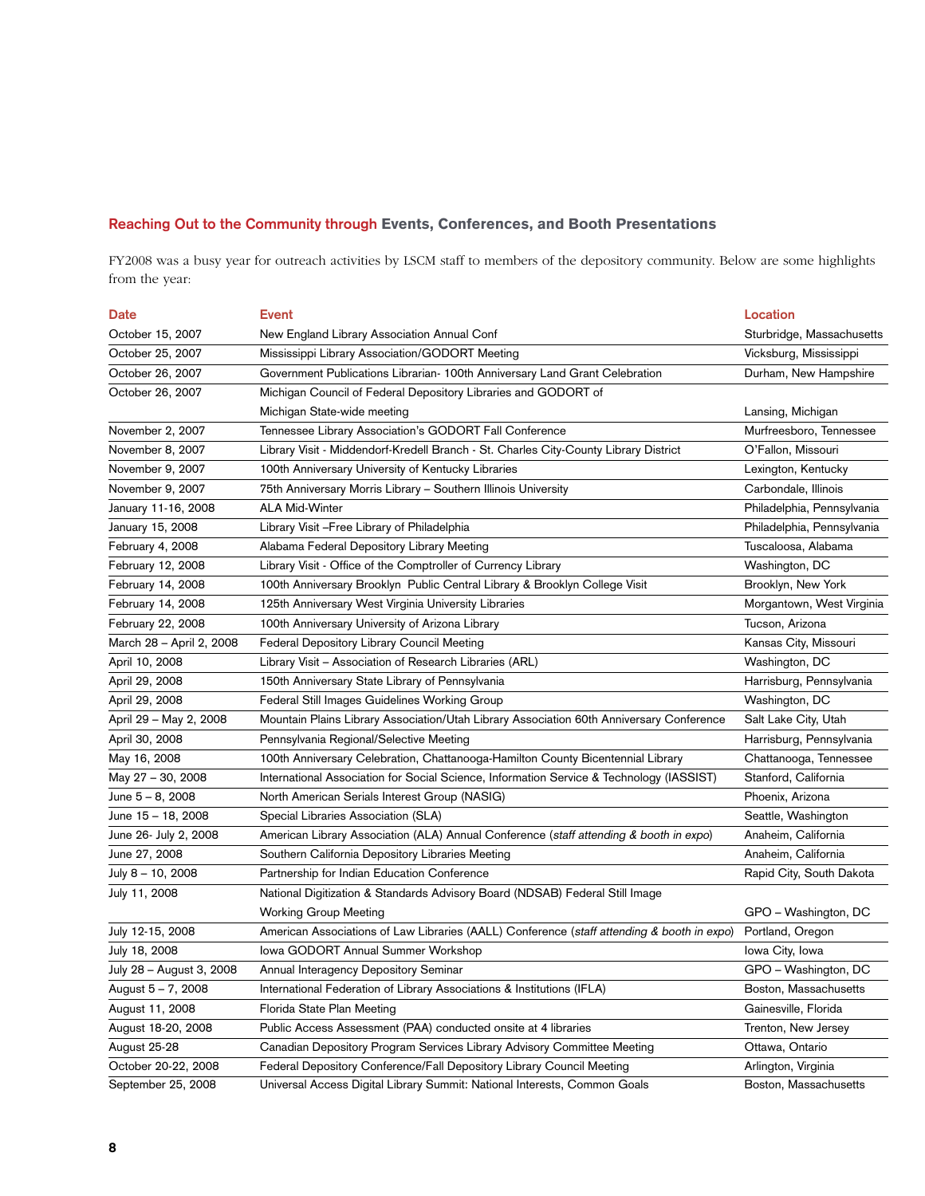## Reaching Out to the Community through Events, Conferences, and Booth Presentations

FY2008 was a busy year for outreach activities by LSCM staff to members of the depository community. Below are some highlights from the year:

| Date | Event | Location |
|---|---|---|
| October 15, 2007 | New England Library Association Annual Conf | Sturbridge, Massachusetts |
| October 25, 2007 | Mississippi Library Association/GODORT Meeting | Vicksburg, Mississippi |
| October 26, 2007 | Government Publications Librarian- 100th Anniversary Land Grant Celebration | Durham, New Hampshire |
| October 26, 2007 | Michigan Council of Federal Depository Libraries and GODORT of Michigan State-wide meeting | Lansing, Michigan |
| November 2, 2007 | Tennessee Library Association's GODORT Fall Conference | Murfreesboro, Tennessee |
| November 8, 2007 | Library Visit - Middendorf-Kredell Branch - St. Charles City-County Library District | O'Fallon, Missouri |
| November 9, 2007 | 100th Anniversary University of Kentucky Libraries | Lexington, Kentucky |
| November 9, 2007 | 75th Anniversary Morris Library – Southern Illinois University | Carbondale, Illinois |
| January 11-16, 2008 | ALA Mid-Winter | Philadelphia, Pennsylvania |
| January 15, 2008 | Library Visit –Free Library of Philadelphia | Philadelphia, Pennsylvania |
| February 4, 2008 | Alabama Federal Depository Library Meeting | Tuscaloosa, Alabama |
| February 12, 2008 | Library Visit - Office of the Comptroller of Currency Library | Washington, DC |
| February 14, 2008 | 100th Anniversary Brooklyn Public Central Library & Brooklyn College Visit | Brooklyn, New York |
| February 14, 2008 | 125th Anniversary West Virginia University Libraries | Morgantown, West Virginia |
| February 22, 2008 | 100th Anniversary University of Arizona Library | Tucson, Arizona |
| March 28 – April 2, 2008 | Federal Depository Library Council Meeting | Kansas City, Missouri |
| April 10, 2008 | Library Visit – Association of Research Libraries (ARL) | Washington, DC |
| April 29, 2008 | 150th Anniversary State Library of Pennsylvania | Harrisburg, Pennsylvania |
| April 29, 2008 | Federal Still Images Guidelines Working Group | Washington, DC |
| April 29 – May 2, 2008 | Mountain Plains Library Association/Utah Library Association 60th Anniversary Conference | Salt Lake City, Utah |
| April 30, 2008 | Pennsylvania Regional/Selective Meeting | Harrisburg, Pennsylvania |
| May 16, 2008 | 100th Anniversary Celebration, Chattanooga-Hamilton County Bicentennial Library | Chattanooga, Tennessee |
| May 27 – 30, 2008 | International Association for Social Science, Information Service & Technology (IASSIST) | Stanford, California |
| June 5 – 8, 2008 | North American Serials Interest Group (NASIG) | Phoenix, Arizona |
| June 15 – 18, 2008 | Special Libraries Association (SLA) | Seattle, Washington |
| June 26- July 2, 2008 | American Library Association (ALA) Annual Conference (*staff attending & booth in expo*) | Anaheim, California |
| June 27, 2008 | Southern California Depository Libraries Meeting | Anaheim, California |
| July 8 – 10, 2008 | Partnership for Indian Education Conference | Rapid City, South Dakota |
| July 11, 2008 | National Digitization & Standards Advisory Board (NDSAB) Federal Still Image Working Group Meeting | GPO – Washington, DC |
| July 12-15, 2008 | American Associations of Law Libraries (AALL) Conference (*staff attending & booth in expo*) | Portland, Oregon |
| July 18, 2008 | Iowa GODORT Annual Summer Workshop | Iowa City, Iowa |
| July 28 – August 3, 2008 | Annual Interagency Depository Seminar | GPO – Washington, DC |
| August 5 – 7, 2008 | International Federation of Library Associations & Institutions (IFLA) | Boston, Massachusetts |
| August 11, 2008 | Florida State Plan Meeting | Gainesville, Florida |
| August 18-20, 2008 | Public Access Assessment (PAA) conducted onsite at 4 libraries | Trenton, New Jersey |
| August 25-28 | Canadian Depository Program Services Library Advisory Committee Meeting | Ottawa, Ontario |
| October 20-22, 2008 | Federal Depository Conference/Fall Depository Library Council Meeting | Arlington, Virginia |
| September 25, 2008 | Universal Access Digital Library Summit: National Interests, Common Goals | Boston, Massachusetts |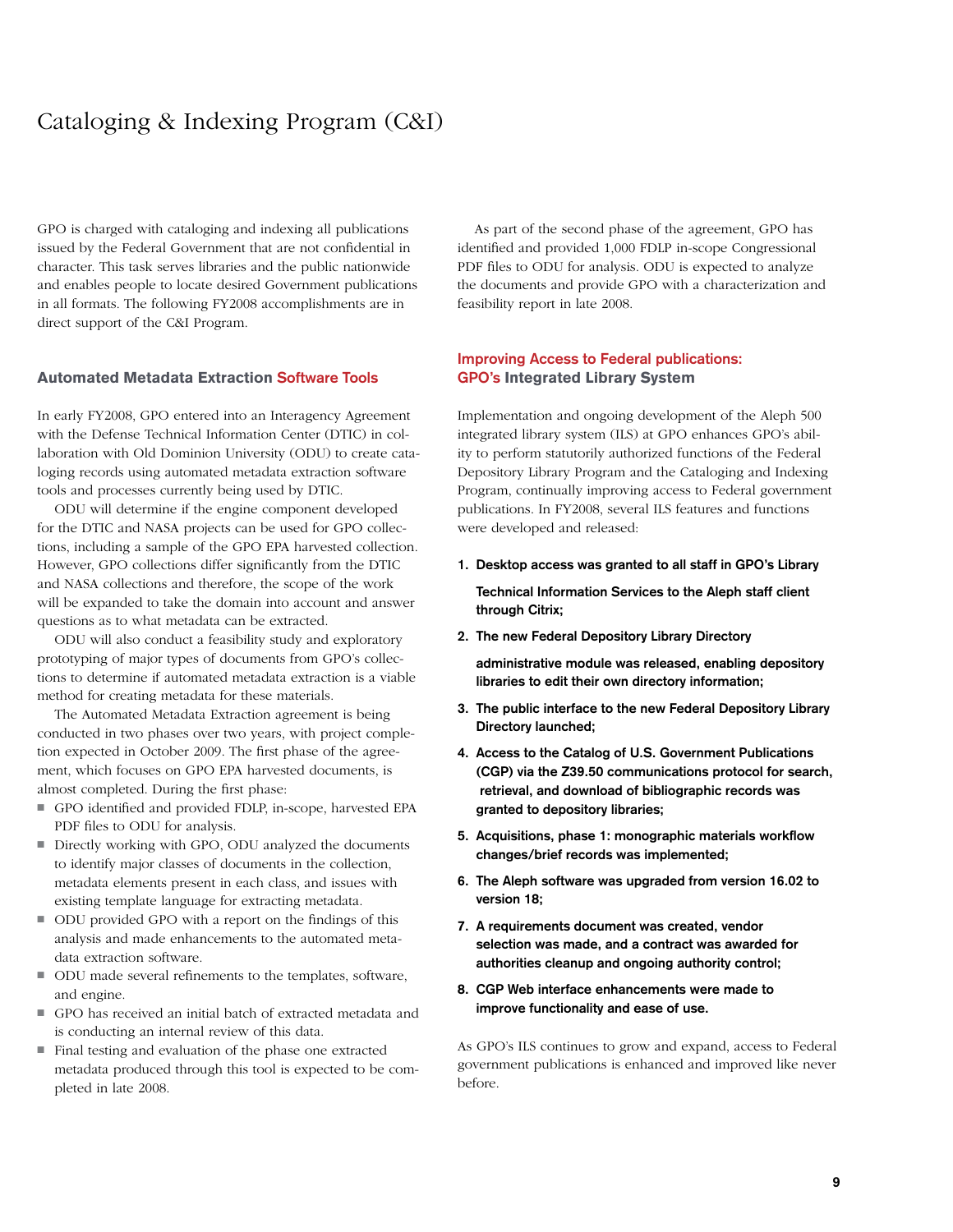# Cataloging & Indexing Program (C&I)

GPO is charged with cataloging and indexing all publications issued by the Federal Government that are not confidential in character. This task serves libraries and the public nationwide and enables people to locate desired Government publications in all formats. The following FY2008 accomplishments are in direct support of the C&I Program.

## Automated Metadata Extraction Software Tools

In early FY2008, GPO entered into an Interagency Agreement with the Defense Technical Information Center (DTIC) in collaboration with Old Dominion University (ODU) to create cataloging records using automated metadata extraction software tools and processes currently being used by DTIC.

ODU will determine if the engine component developed for the DTIC and NASA projects can be used for GPO collections, including a sample of the GPO EPA harvested collection. However, GPO collections differ significantly from the DTIC and NASA collections and therefore, the scope of the work will be expanded to take the domain into account and answer questions as to what metadata can be extracted.

ODU will also conduct a feasibility study and exploratory prototyping of major types of documents from GPO's collections to determine if automated metadata extraction is a viable method for creating metadata for these materials.

The Automated Metadata Extraction agreement is being conducted in two phases over two years, with project completion expected in October 2009. The first phase of the agreement, which focuses on GPO EPA harvested documents, is almost completed. During the first phase:

- GPO identified and provided FDLP, in-scope, harvested EPA PDF files to ODU for analysis.
- Directly working with GPO, ODU analyzed the documents to identify major classes of documents in the collection, metadata elements present in each class, and issues with existing template language for extracting metadata.
- ODU provided GPO with a report on the findings of this analysis and made enhancements to the automated metadata extraction software.
- ODU made several refinements to the templates, software, and engine.
- GPO has received an initial batch of extracted metadata and is conducting an internal review of this data.
- Final testing and evaluation of the phase one extracted metadata produced through this tool is expected to be completed in late 2008.

As part of the second phase of the agreement, GPO has identified and provided 1,000 FDLP in-scope Congressional PDF files to ODU for analysis. ODU is expected to analyze the documents and provide GPO with a characterization and feasibility report in late 2008.

## Improving Access to Federal publications: GPO's Integrated Library System

Implementation and ongoing development of the Aleph 500 integrated library system (ILS) at GPO enhances GPO's ability to perform statutorily authorized functions of the Federal Depository Library Program and the Cataloging and Indexing Program, continually improving access to Federal government publications. In FY2008, several ILS features and functions were developed and released:

1. **Desktop access was granted to all staff in GPO's Library Technical Information Services to the Aleph staff client through Citrix;**
2. **The new Federal Depository Library Directory administrative module was released, enabling depository libraries to edit their own directory information;**
3. **The public interface to the new Federal Depository Library Directory launched;**
4. **Access to the Catalog of U.S. Government Publications (CGP) via the Z39.50 communications protocol for search, retrieval, and download of bibliographic records was granted to depository libraries;**
5. **Acquisitions, phase 1: monographic materials workflow changes/brief records was implemented;**
6. **The Aleph software was upgraded from version 16.02 to version 18;**
7. **A requirements document was created, vendor selection was made, and a contract was awarded for authorities cleanup and ongoing authority control;**
8. **CGP Web interface enhancements were made to improve functionality and ease of use.**

As GPO's ILS continues to grow and expand, access to Federal government publications is enhanced and improved like never before.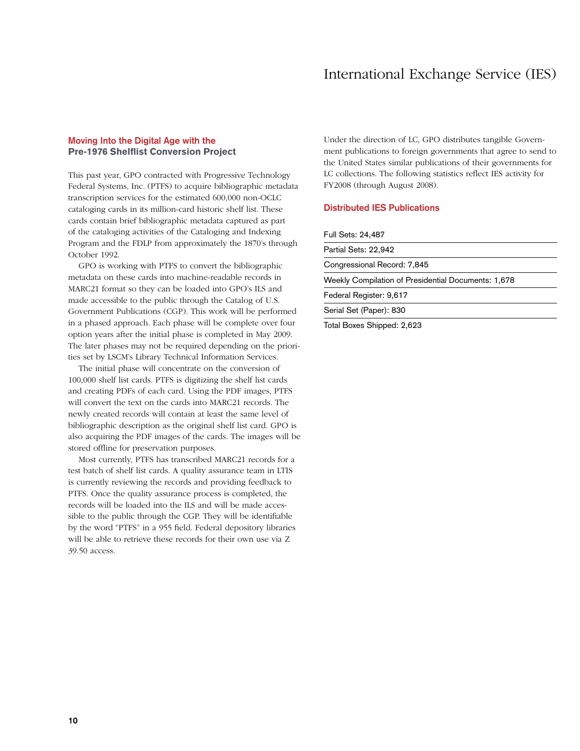## Moving Into the Digital Age with the Pre-1976 Shelflist Conversion Project

This past year, GPO contracted with Progressive Technology Federal Systems, Inc. (PTFS) to acquire bibliographic metadata transcription services for the estimated 600,000 non-OCLC cataloging cards in its million-card historic shelf list. These cards contain brief bibliographic metadata captured as part of the cataloging activities of the Cataloging and Indexing Program and the FDLP from approximately the 1870's through October 1992.

GPO is working with PTFS to convert the bibliographic metadata on these cards into machine-readable records in MARC21 format so they can be loaded into GPO's ILS and made accessible to the public through the Catalog of U.S. Government Publications (CGP). This work will be performed in a phased approach. Each phase will be complete over four option years after the initial phase is completed in May 2009. The later phases may not be required depending on the priorities set by LSCM's Library Technical Information Services.

The initial phase will concentrate on the conversion of 100,000 shelf list cards. PTFS is digitizing the shelf list cards and creating PDFs of each card. Using the PDF images, PTFS will convert the text on the cards into MARC21 records. The newly created records will contain at least the same level of bibliographic description as the original shelf list card. GPO is also acquiring the PDF images of the cards. The images will be stored offline for preservation purposes.

Most currently, PTFS has transcribed MARC21 records for a test batch of shelf list cards. A quality assurance team in LTIS is currently reviewing the records and providing feedback to PTFS. Once the quality assurance process is completed, the records will be loaded into the ILS and will be made accessible to the public through the CGP. They will be identifiable by the word "PTFS" in a 955 field. Federal depository libraries will be able to retrieve these records for their own use via Z 39.50 access.

# International Exchange Service (IES)

Under the direction of LC, GPO distributes tangible Government publications to foreign governments that agree to send to the United States similar publications of their governments for LC collections. The following statistics reflect IES activity for FY2008 (through August 2008).

## Distributed IES Publications

| |
|---|
| Full Sets: 24,487 |
| Partial Sets: 22,942 |
| Congressional Record: 7,845 |
| Weekly Compilation of Presidential Documents: 1,678 |
| Federal Register: 9,617 |
| Serial Set (Paper): 830 |
| Total Boxes Shipped: 2,623 |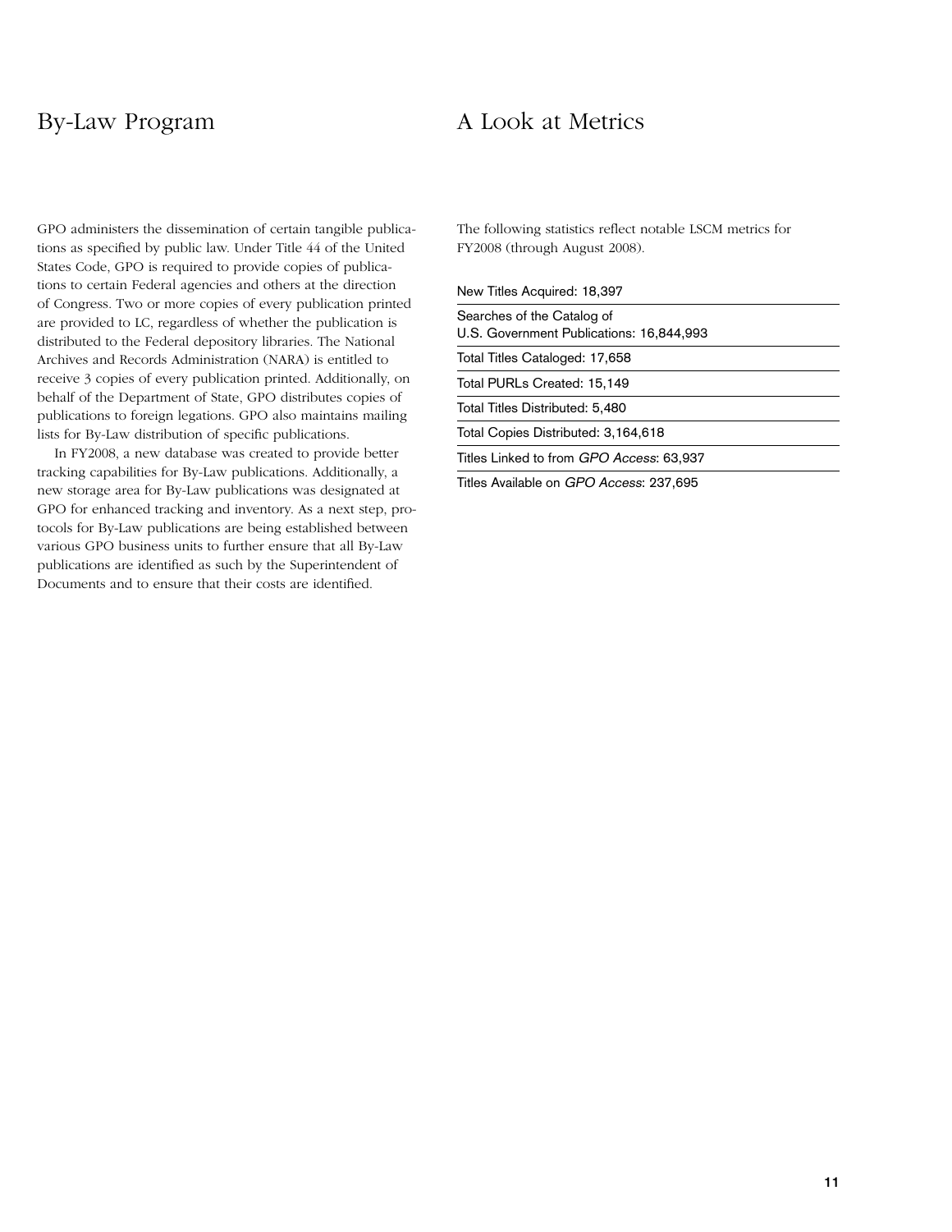## By-Law Program

GPO administers the dissemination of certain tangible publications as specified by public law. Under Title 44 of the United States Code, GPO is required to provide copies of publications to certain Federal agencies and others at the direction of Congress. Two or more copies of every publication printed are provided to LC, regardless of whether the publication is distributed to the Federal depository libraries. The National Archives and Records Administration (NARA) is entitled to receive 3 copies of every publication printed. Additionally, on behalf of the Department of State, GPO distributes copies of publications to foreign legations. GPO also maintains mailing lists for By-Law distribution of specific publications.

In FY2008, a new database was created to provide better tracking capabilities for By-Law publications. Additionally, a new storage area for By-Law publications was designated at GPO for enhanced tracking and inventory. As a next step, protocols for By-Law publications are being established between various GPO business units to further ensure that all By-Law publications are identified as such by the Superintendent of Documents and to ensure that their costs are identified.

## A Look at Metrics

The following statistics reflect notable LSCM metrics for FY2008 (through August 2008).

- New Titles Acquired: 18,397
- Searches of the Catalog of U.S. Government Publications: 16,844,993
- Total Titles Cataloged: 17,658
- Total PURLs Created: 15,149
- Total Titles Distributed: 5,480
- Total Copies Distributed: 3,164,618
- Titles Linked to from *GPO Access*: 63,937
- Titles Available on *GPO Access*: 237,695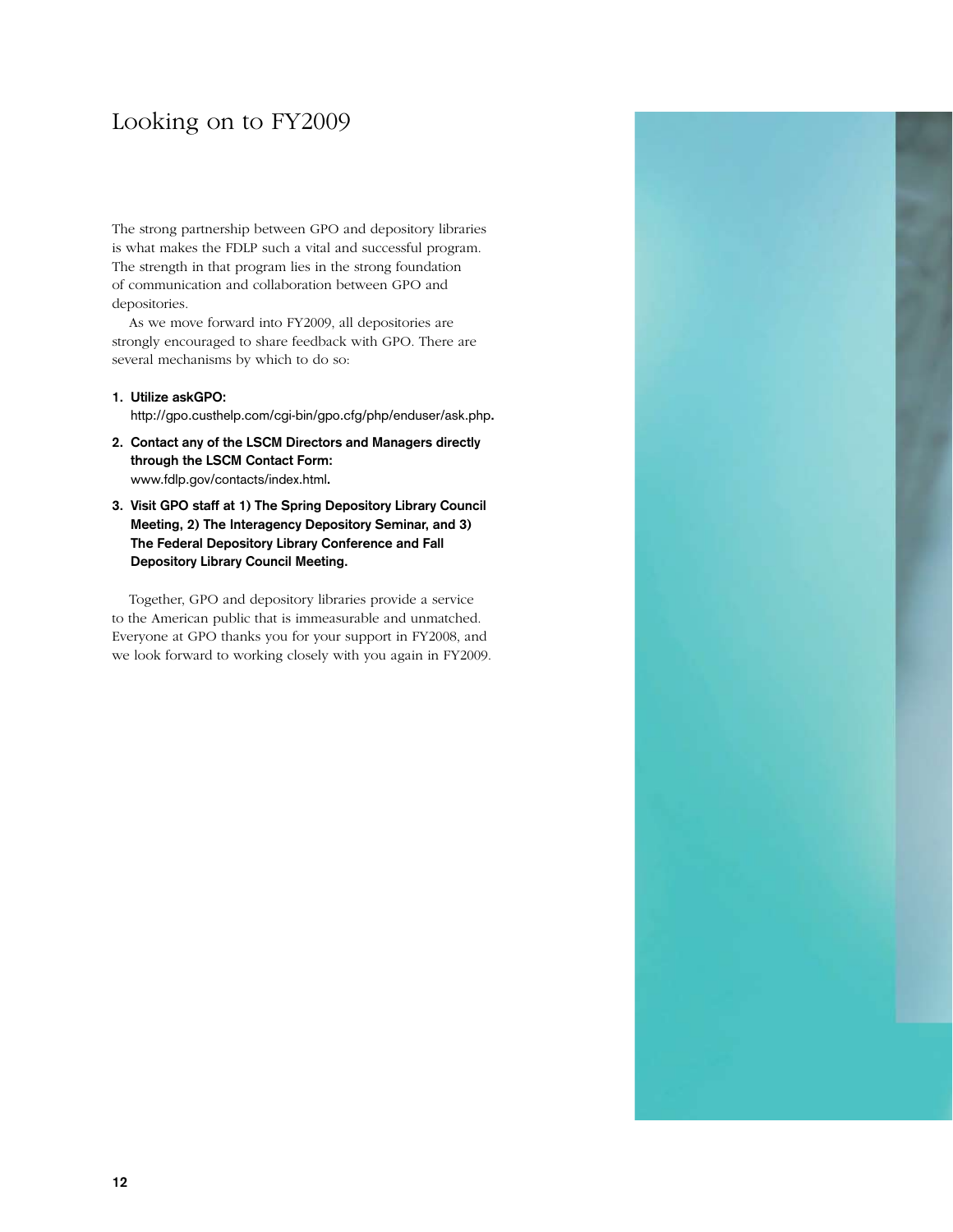# Looking on to FY2009

The strong partnership between GPO and depository libraries is what makes the FDLP such a vital and successful program. The strength in that program lies in the strong foundation of communication and collaboration between GPO and depositories.

As we move forward into FY2009, all depositories are strongly encouraged to share feedback with GPO. There are several mechanisms by which to do so:

1. **Utilize askGPO:**
   http://gpo.custhelp.com/cgi-bin/gpo.cfg/php/enduser/ask.php.
2. **Contact any of the LSCM Directors and Managers directly through the LSCM Contact Form:**
   www.fdlp.gov/contacts/index.html.
3. **Visit GPO staff at 1) The Spring Depository Library Council Meeting, 2) The Interagency Depository Seminar, and 3) The Federal Depository Library Conference and Fall Depository Library Council Meeting.**

Together, GPO and depository libraries provide a service to the American public that is immeasurable and unmatched. Everyone at GPO thanks you for your support in FY2008, and we look forward to working closely with you again in FY2009.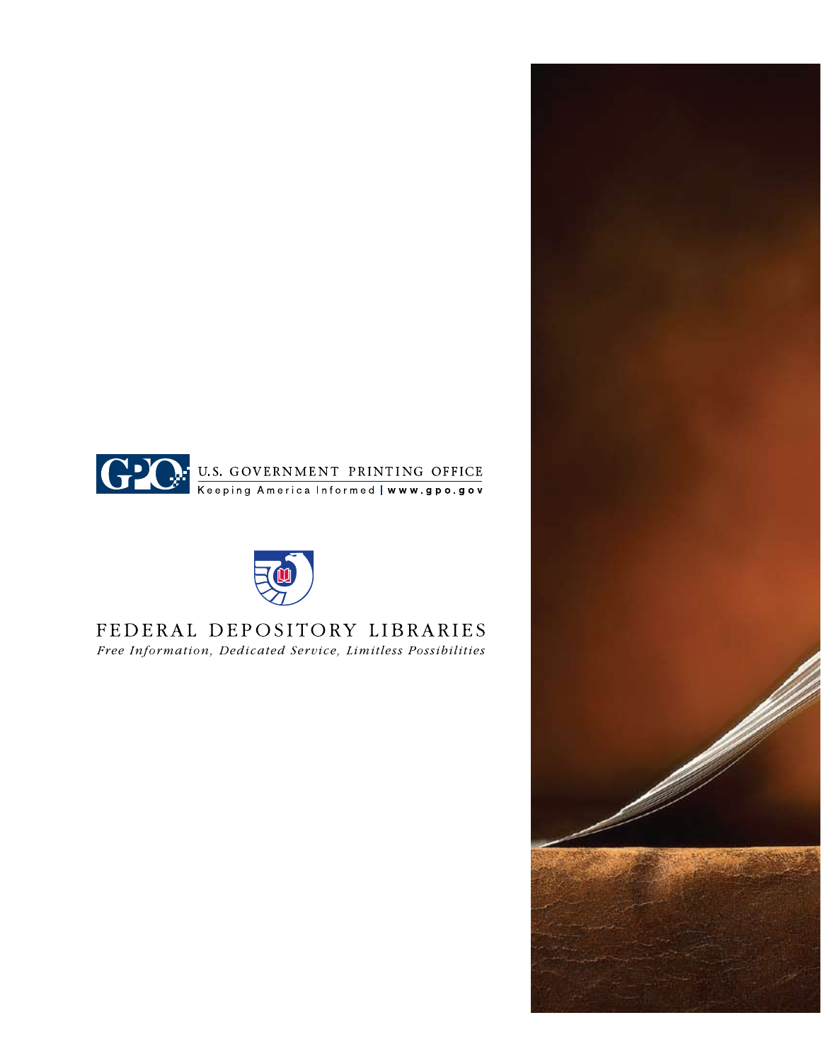U.S. GOVERNMENT PRINTING OFFICE

Keeping America Informed | www.gpo.gov

FEDERAL DEPOSITORY LIBRARIES

*Free Information, Dedicated Service, Limitless Possibilities*